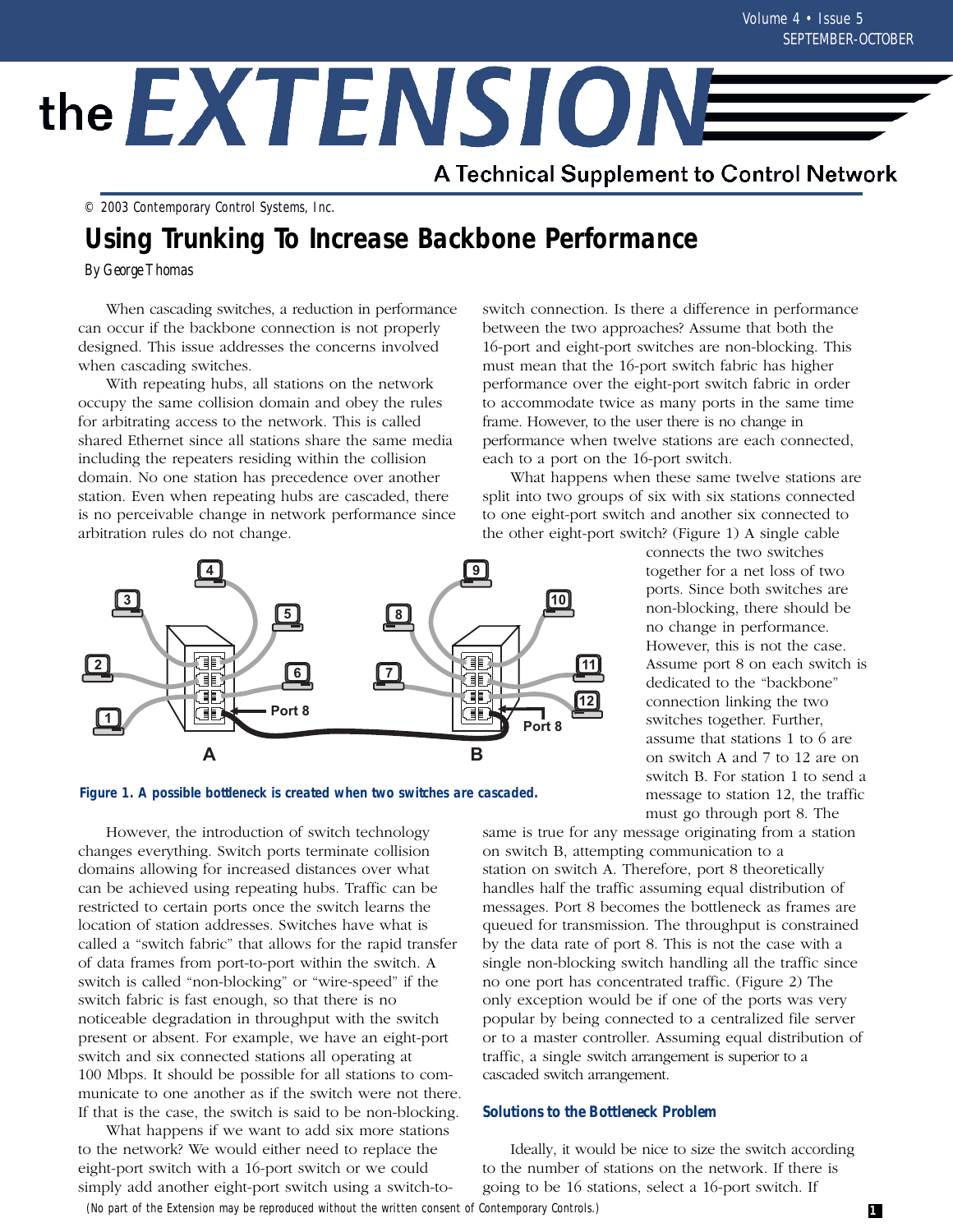# the EXTENSION

A Technical Supplement to Control Network

© 2003 Contemporary Control Systems, Inc.

## Using Trunking To Increase Backbone Performance

By George Thomas

When cascading switches, a reduction in performance can occur if the backbone connection is not properly designed. This issue addresses the concerns involved when cascading switches.

With repeating hubs, all stations on the network occupy the same collision domain and obey the rules for arbitrating access to the network. This is called shared Ethernet since all stations share the same media including the repeaters residing within the collision domain. No one station has precedence over another station. Even when repeating hubs are cascaded, there is no perceivable change in network performance since arbitration rules do not change.

However, the introduction of switch technology changes everything. Switch ports terminate collision domains allowing for increased distances over what can be achieved using repeating hubs. Traffic can be restricted to certain ports once the switch learns the location of station addresses. Switches have what is called a "switch fabric" that allows for the rapid transfer of data frames from port-to-port within the switch. A switch is called "non-blocking" or "wire-speed" if the switch fabric is fast enough, so that there is no noticeable degradation in throughput with the switch present or absent. For example, we have an eight-port switch and six connected stations all operating at 100 Mbps. It should be possible for all stations to communicate to one another as if the switch were not there. If that is the case, the switch is said to be non-blocking.

What happens if we want to add six more stations to the network? We would either need to replace the eight-port switch with a 16-port switch or we could simply add another eight-port switch using a switch-to-switch connection. Is there a difference in performance between the two approaches? Assume that both the 16-port and eight-port switches are non-blocking. This must mean that the 16-port switch fabric has higher performance over the eight-port switch fabric in order to accommodate twice as many ports in the same time frame. However, to the user there is no change in performance when twelve stations are each connected, each to a port on the 16-port switch.

What happens when these same twelve stations are split into two groups of six with six stations connected to one eight-port switch and another six connected to the other eight-port switch? (Figure 1) A single cable connects the two switches together for a net loss of two ports. Since both switches are non-blocking, there should be no change in performance. However, this is not the case. Assume port 8 on each switch is dedicated to the "backbone" connection linking the two switches together. Further, assume that stations 1 to 6 are on switch A and 7 to 12 are on switch B. For station 1 to send a message to station 12, the traffic must go through port 8. The same is true for any message originating from a station on switch B, attempting communication to a station on switch A. Therefore, port 8 theoretically handles half the traffic assuming equal distribution of messages. Port 8 becomes the bottleneck as frames are queued for transmission. The throughput is constrained by the data rate of port 8. This is not the case with a single non-blocking switch handling all the traffic since no one port has concentrated traffic. (Figure 2) The only exception would be if one of the ports was very popular by being connected to a centralized file server or to a master controller. Assuming equal distribution of traffic, a single switch arrangement is superior to a cascaded switch arrangement.

Figure 1. A possible bottleneck is created when two switches are cascaded.

### Solutions to the Bottleneck Problem

Ideally, it would be nice to size the switch according to the number of stations on the network. If there is going to be 16 stations, select a 16-port switch. If

(No part of the Extension may be reproduced without the written consent of Contemporary Controls.)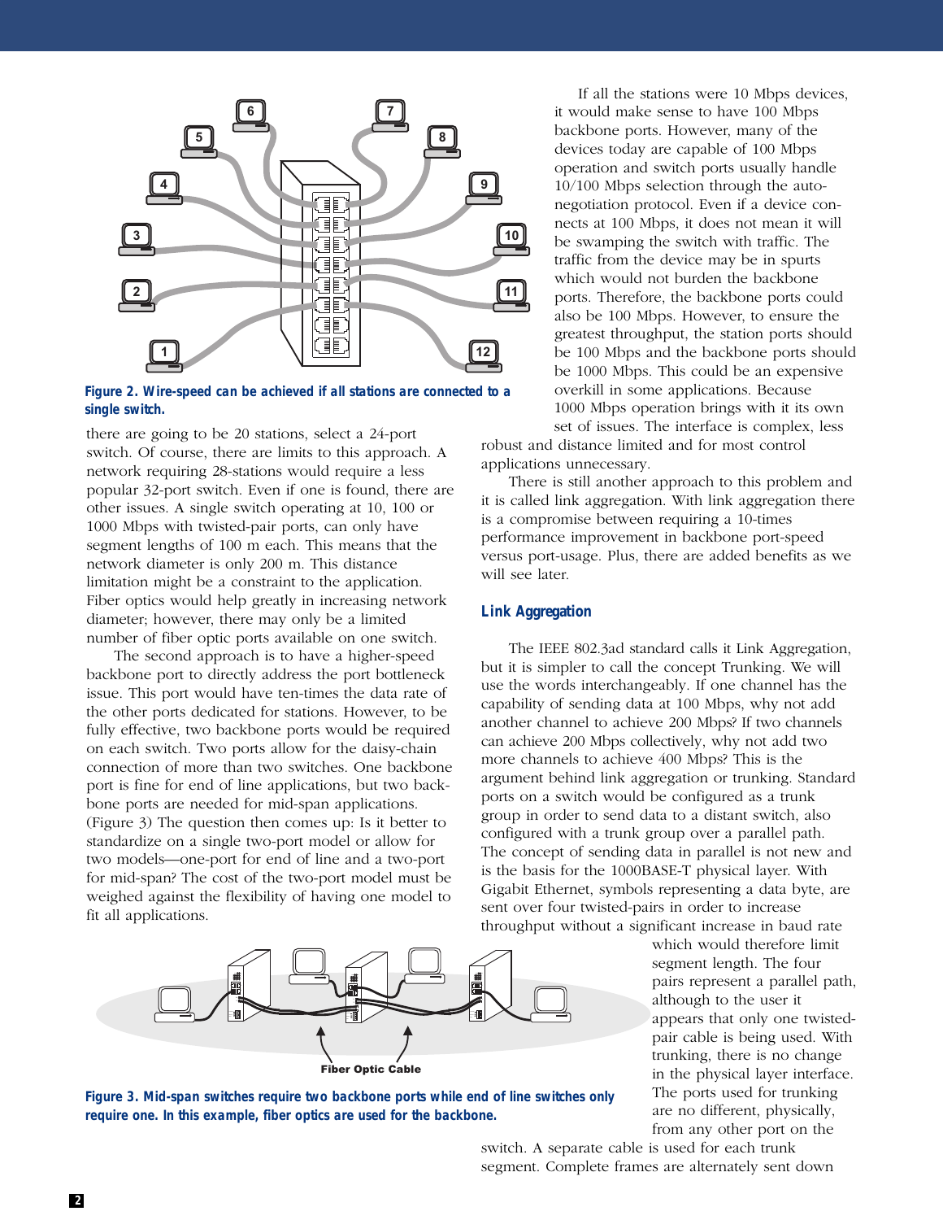**Figure 2. Wire-speed can be achieved if all stations are connected to a single switch.**

there are going to be 20 stations, select a 24-port switch. Of course, there are limits to this approach. A network requiring 28-stations would require a less popular 32-port switch. Even if one is found, there are other issues. A single switch operating at 10, 100 or 1000 Mbps with twisted-pair ports, can only have segment lengths of 100 m each. This means that the network diameter is only 200 m. This distance limitation might be a constraint to the application. Fiber optics would help greatly in increasing network diameter; however, there may only be a limited number of fiber optic ports available on one switch.

The second approach is to have a higher-speed backbone port to directly address the port bottleneck issue. This port would have ten-times the data rate of the other ports dedicated for stations. However, to be fully effective, two backbone ports would be required on each switch. Two ports allow for the daisy-chain connection of more than two switches. One backbone port is fine for end of line applications, but two backbone ports are needed for mid-span applications. (Figure 3) The question then comes up: Is it better to standardize on a single two-port model or allow for two models—one-port for end of line and a two-port for mid-span? The cost of the two-port model must be weighed against the flexibility of having one model to fit all applications.

If all the stations were 10 Mbps devices, it would make sense to have 100 Mbps backbone ports. However, many of the devices today are capable of 100 Mbps operation and switch ports usually handle 10/100 Mbps selection through the auto-negotiation protocol. Even if a device connects at 100 Mbps, it does not mean it will be swamping the switch with traffic. The traffic from the device may be in spurts which would not burden the backbone ports. Therefore, the backbone ports could also be 100 Mbps. However, to ensure the greatest throughput, the station ports should be 100 Mbps and the backbone ports should be 1000 Mbps. This could be an expensive overkill in some applications. Because 1000 Mbps operation brings with it its own set of issues. The interface is complex, less robust and distance limited and for most control applications unnecessary.

There is still another approach to this problem and it is called link aggregation. With link aggregation there is a compromise between requiring a 10-times performance improvement in backbone port-speed versus port-usage. Plus, there are added benefits as we will see later.

## Link Aggregation

The IEEE 802.3ad standard calls it Link Aggregation, but it is simpler to call the concept Trunking. We will use the words interchangeably. If one channel has the capability of sending data at 100 Mbps, why not add another channel to achieve 200 Mbps? If two channels can achieve 200 Mbps collectively, why not add two more channels to achieve 400 Mbps? This is the argument behind link aggregation or trunking. Standard ports on a switch would be configured as a trunk group in order to send data to a distant switch, also configured with a trunk group over a parallel path. The concept of sending data in parallel is not new and is the basis for the 1000BASE-T physical layer. With Gigabit Ethernet, symbols representing a data byte, are sent over four twisted-pairs in order to increase throughput without a significant increase in baud rate which would therefore limit segment length. The four pairs represent a parallel path, although to the user it appears that only one twisted-pair cable is being used. With trunking, there is no change in the physical layer interface. The ports used for trunking are no different, physically, from any other port on the switch. A separate cable is used for each trunk segment. Complete frames are alternately sent down

Fiber Optic Cable

**Figure 3. Mid-span switches require two backbone ports while end of line switches only require one. In this example, fiber optics are used for the backbone.**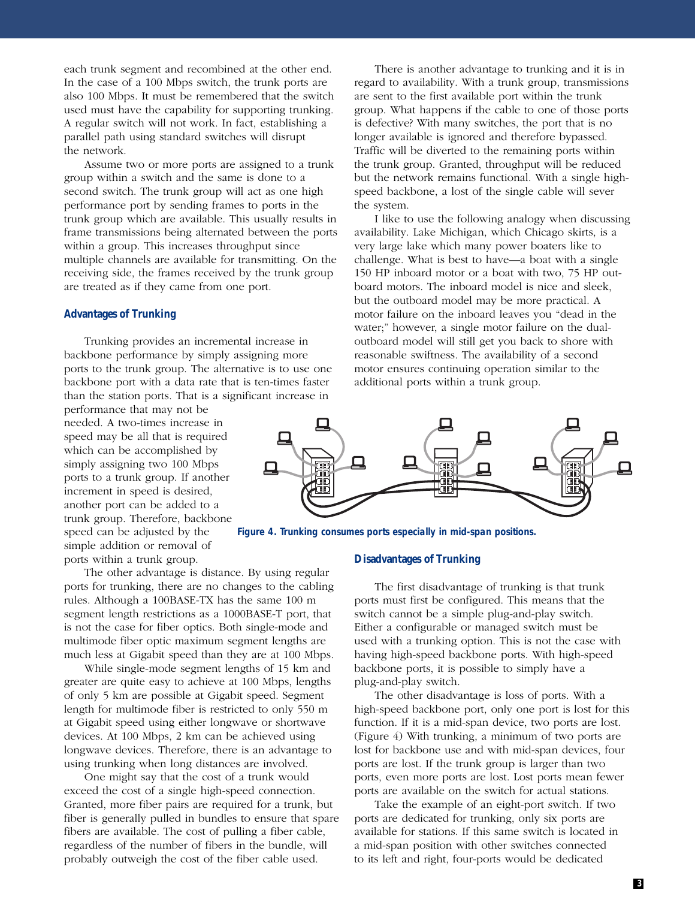each trunk segment and recombined at the other end. In the case of a 100 Mbps switch, the trunk ports are also 100 Mbps. It must be remembered that the switch used must have the capability for supporting trunking. A regular switch will not work. In fact, establishing a parallel path using standard switches will disrupt the network.

Assume two or more ports are assigned to a trunk group within a switch and the same is done to a second switch. The trunk group will act as one high performance port by sending frames to ports in the trunk group which are available. This usually results in frame transmissions being alternated between the ports within a group. This increases throughput since multiple channels are available for transmitting. On the receiving side, the frames received by the trunk group are treated as if they came from one port.

### Advantages of Trunking

Trunking provides an incremental increase in backbone performance by simply assigning more ports to the trunk group. The alternative is to use one backbone port with a data rate that is ten-times faster than the station ports. That is a significant increase in performance that may not be needed. A two-times increase in speed may be all that is required which can be accomplished by simply assigning two 100 Mbps ports to a trunk group. If another increment in speed is desired, another port can be added to a trunk group. Therefore, backbone speed can be adjusted by the simple addition or removal of ports within a trunk group.

The other advantage is distance. By using regular ports for trunking, there are no changes to the cabling rules. Although a 100BASE-TX has the same 100 m segment length restrictions as a 1000BASE-T port, that is not the case for fiber optics. Both single-mode and multimode fiber optic maximum segment lengths are much less at Gigabit speed than they are at 100 Mbps.

While single-mode segment lengths of 15 km and greater are quite easy to achieve at 100 Mbps, lengths of only 5 km are possible at Gigabit speed. Segment length for multimode fiber is restricted to only 550 m at Gigabit speed using either longwave or shortwave devices. At 100 Mbps, 2 km can be achieved using longwave devices. Therefore, there is an advantage to using trunking when long distances are involved.

One might say that the cost of a trunk would exceed the cost of a single high-speed connection. Granted, more fiber pairs are required for a trunk, but fiber is generally pulled in bundles to ensure that spare fibers are available. The cost of pulling a fiber cable, regardless of the number of fibers in the bundle, will probably outweigh the cost of the fiber cable used.

There is another advantage to trunking and it is in regard to availability. With a trunk group, transmissions are sent to the first available port within the trunk group. What happens if the cable to one of those ports is defective? With many switches, the port that is no longer available is ignored and therefore bypassed. Traffic will be diverted to the remaining ports within the trunk group. Granted, throughput will be reduced but the network remains functional. With a single high-speed backbone, a lost of the single cable will sever the system.

I like to use the following analogy when discussing availability. Lake Michigan, which Chicago skirts, is a very large lake which many power boaters like to challenge. What is best to have—a boat with a single 150 HP inboard motor or a boat with two, 75 HP outboard motors. The inboard model is nice and sleek, but the outboard model may be more practical. A motor failure on the inboard leaves you "dead in the water;" however, a single motor failure on the dual-outboard model will still get you back to shore with reasonable swiftness. The availability of a second motor ensures continuing operation similar to the additional ports within a trunk group.

**Figure 4. Trunking consumes ports especially in mid-span positions.**

### Disadvantages of Trunking

The first disadvantage of trunking is that trunk ports must first be configured. This means that the switch cannot be a simple plug-and-play switch. Either a configurable or managed switch must be used with a trunking option. This is not the case with having high-speed backbone ports. With high-speed backbone ports, it is possible to simply have a plug-and-play switch.

The other disadvantage is loss of ports. With a high-speed backbone port, only one port is lost for this function. If it is a mid-span device, two ports are lost. (Figure 4) With trunking, a minimum of two ports are lost for backbone use and with mid-span devices, four ports are lost. If the trunk group is larger than two ports, even more ports are lost. Lost ports mean fewer ports are available on the switch for actual stations.

Take the example of an eight-port switch. If two ports are dedicated for trunking, only six ports are available for stations. If this same switch is located in a mid-span position with other switches connected to its left and right, four-ports would be dedicated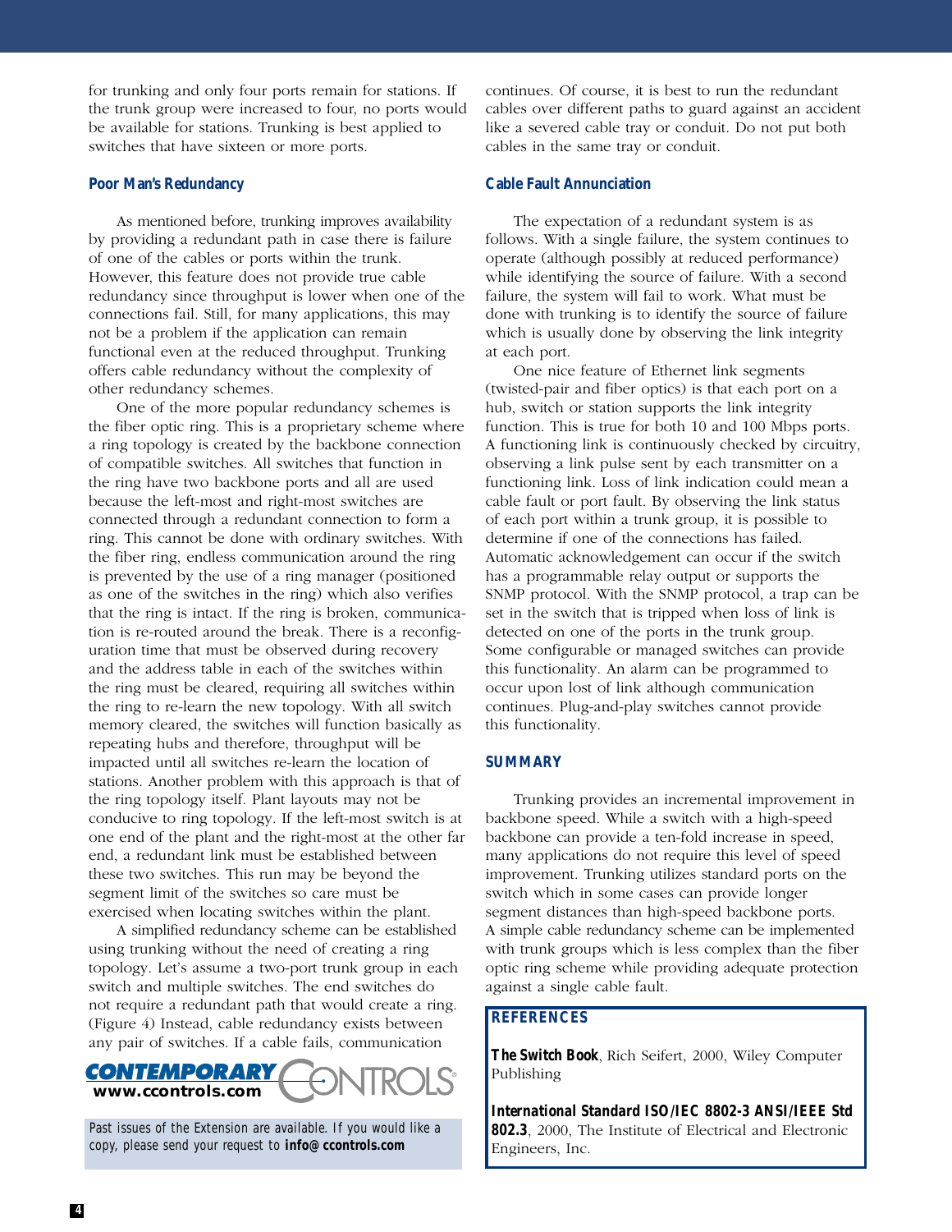for trunking and only four ports remain for stations. If the trunk group were increased to four, no ports would be available for stations. Trunking is best applied to switches that have sixteen or more ports.

### Poor Man's Redundancy

As mentioned before, trunking improves availability by providing a redundant path in case there is failure of one of the cables or ports within the trunk. However, this feature does not provide true cable redundancy since throughput is lower when one of the connections fail. Still, for many applications, this may not be a problem if the application can remain functional even at the reduced throughput. Trunking offers cable redundancy without the complexity of other redundancy schemes.

One of the more popular redundancy schemes is the fiber optic ring. This is a proprietary scheme where a ring topology is created by the backbone connection of compatible switches. All switches that function in the ring have two backbone ports and all are used because the left-most and right-most switches are connected through a redundant connection to form a ring. This cannot be done with ordinary switches. With the fiber ring, endless communication around the ring is prevented by the use of a ring manager (positioned as one of the switches in the ring) which also verifies that the ring is intact. If the ring is broken, communication is re-routed around the break. There is a reconfiguration time that must be observed during recovery and the address table in each of the switches within the ring must be cleared, requiring all switches within the ring to re-learn the new topology. With all switch memory cleared, the switches will function basically as repeating hubs and therefore, throughput will be impacted until all switches re-learn the location of stations. Another problem with this approach is that of the ring topology itself. Plant layouts may not be conducive to ring topology. If the left-most switch is at one end of the plant and the right-most at the other far end, a redundant link must be established between these two switches. This run may be beyond the segment limit of the switches so care must be exercised when locating switches within the plant.

A simplified redundancy scheme can be established using trunking without the need of creating a ring topology. Let's assume a two-port trunk group in each switch and multiple switches. The end switches do not require a redundant path that would create a ring. (Figure 4) Instead, cable redundancy exists between any pair of switches. If a cable fails, communication continues. Of course, it is best to run the redundant cables over different paths to guard against an accident like a severed cable tray or conduit. Do not put both cables in the same tray or conduit.

### Cable Fault Annunciation

The expectation of a redundant system is as follows. With a single failure, the system continues to operate (although possibly at reduced performance) while identifying the source of failure. With a second failure, the system will fail to work. What must be done with trunking is to identify the source of failure which is usually done by observing the link integrity at each port.

One nice feature of Ethernet link segments (twisted-pair and fiber optics) is that each port on a hub, switch or station supports the link integrity function. This is true for both 10 and 100 Mbps ports. A functioning link is continuously checked by circuitry, observing a link pulse sent by each transmitter on a functioning link. Loss of link indication could mean a cable fault or port fault. By observing the link status of each port within a trunk group, it is possible to determine if one of the connections has failed. Automatic acknowledgement can occur if the switch has a programmable relay output or supports the SNMP protocol. With the SNMP protocol, a trap can be set in the switch that is tripped when loss of link is detected on one of the ports in the trunk group. Some configurable or managed switches can provide this functionality. An alarm can be programmed to occur upon lost of link although communication continues. Plug-and-play switches cannot provide this functionality.

### SUMMARY

Trunking provides an incremental improvement in backbone speed. While a switch with a high-speed backbone can provide a ten-fold increase in speed, many applications do not require this level of speed improvement. Trunking utilizes standard ports on the switch which in some cases can provide longer segment distances than high-speed backbone ports. A simple cable redundancy scheme can be implemented with trunk groups which is less complex than the fiber optic ring scheme while providing adequate protection against a single cable fault.

### REFERENCES

**The Switch Book**, Rich Seifert, 2000, Wiley Computer Publishing

**International Standard ISO/IEC 8802-3 ANSI/IEEE Std 802.3**, 2000, The Institute of Electrical and Electronic Engineers, Inc.

CONTEMPORARY CONTROLS
www.ccontrols.com

Past issues of the Extension are available. If you would like a copy, please send your request to **info@ccontrols.com**